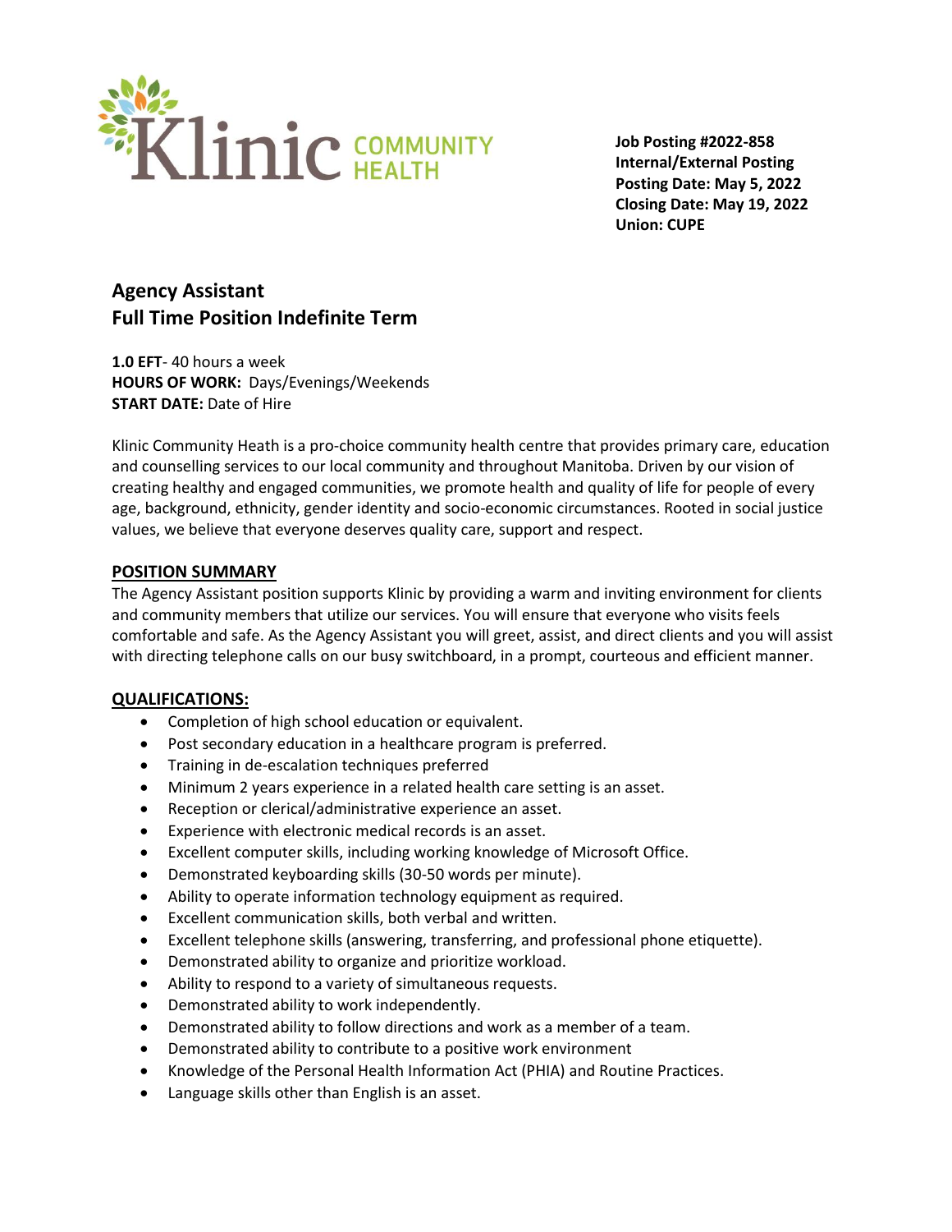Klinic COMMUNITY HEALTH

**Job Posting #2022-858**
**Internal/External Posting**
**Posting Date: May 5, 2022**
**Closing Date: May 19, 2022**
**Union: CUPE**

# Agency Assistant
## Full Time Position Indefinite Term

**1.0 EFT**- 40 hours a week
**HOURS OF WORK:** Days/Evenings/Weekends
**START DATE:** Date of Hire

Klinic Community Heath is a pro-choice community health centre that provides primary care, education and counselling services to our local community and throughout Manitoba. Driven by our vision of creating healthy and engaged communities, we promote health and quality of life for people of every age, background, ethnicity, gender identity and socio-economic circumstances. Rooted in social justice values, we believe that everyone deserves quality care, support and respect.

### POSITION SUMMARY

The Agency Assistant position supports Klinic by providing a warm and inviting environment for clients and community members that utilize our services. You will ensure that everyone who visits feels comfortable and safe. As the Agency Assistant you will greet, assist, and direct clients and you will assist with directing telephone calls on our busy switchboard, in a prompt, courteous and efficient manner.

### QUALIFICATIONS:

- Completion of high school education or equivalent.
- Post secondary education in a healthcare program is preferred.
- Training in de-escalation techniques preferred
- Minimum 2 years experience in a related health care setting is an asset.
- Reception or clerical/administrative experience an asset.
- Experience with electronic medical records is an asset.
- Excellent computer skills, including working knowledge of Microsoft Office.
- Demonstrated keyboarding skills (30-50 words per minute).
- Ability to operate information technology equipment as required.
- Excellent communication skills, both verbal and written.
- Excellent telephone skills (answering, transferring, and professional phone etiquette).
- Demonstrated ability to organize and prioritize workload.
- Ability to respond to a variety of simultaneous requests.
- Demonstrated ability to work independently.
- Demonstrated ability to follow directions and work as a member of a team.
- Demonstrated ability to contribute to a positive work environment
- Knowledge of the Personal Health Information Act (PHIA) and Routine Practices.
- Language skills other than English is an asset.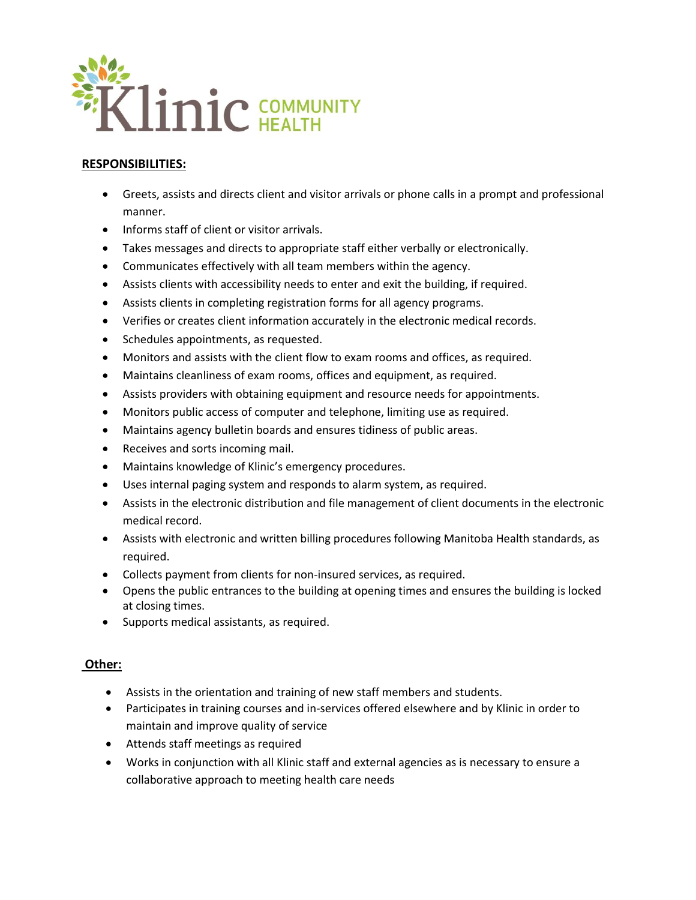**RESPONSIBILITIES:**

- Greets, assists and directs client and visitor arrivals or phone calls in a prompt and professional manner.
- Informs staff of client or visitor arrivals.
- Takes messages and directs to appropriate staff either verbally or electronically.
- Communicates effectively with all team members within the agency.
- Assists clients with accessibility needs to enter and exit the building, if required.
- Assists clients in completing registration forms for all agency programs.
- Verifies or creates client information accurately in the electronic medical records.
- Schedules appointments, as requested.
- Monitors and assists with the client flow to exam rooms and offices, as required.
- Maintains cleanliness of exam rooms, offices and equipment, as required.
- Assists providers with obtaining equipment and resource needs for appointments.
- Monitors public access of computer and telephone, limiting use as required.
- Maintains agency bulletin boards and ensures tidiness of public areas.
- Receives and sorts incoming mail.
- Maintains knowledge of Klinic's emergency procedures.
- Uses internal paging system and responds to alarm system, as required.
- Assists in the electronic distribution and file management of client documents in the electronic medical record.
- Assists with electronic and written billing procedures following Manitoba Health standards, as required.
- Collects payment from clients for non-insured services, as required.
- Opens the public entrances to the building at opening times and ensures the building is locked at closing times.
- Supports medical assistants, as required.

**Other:**

- Assists in the orientation and training of new staff members and students.
- Participates in training courses and in-services offered elsewhere and by Klinic in order to maintain and improve quality of service
- Attends staff meetings as required
- Works in conjunction with all Klinic staff and external agencies as is necessary to ensure a collaborative approach to meeting health care needs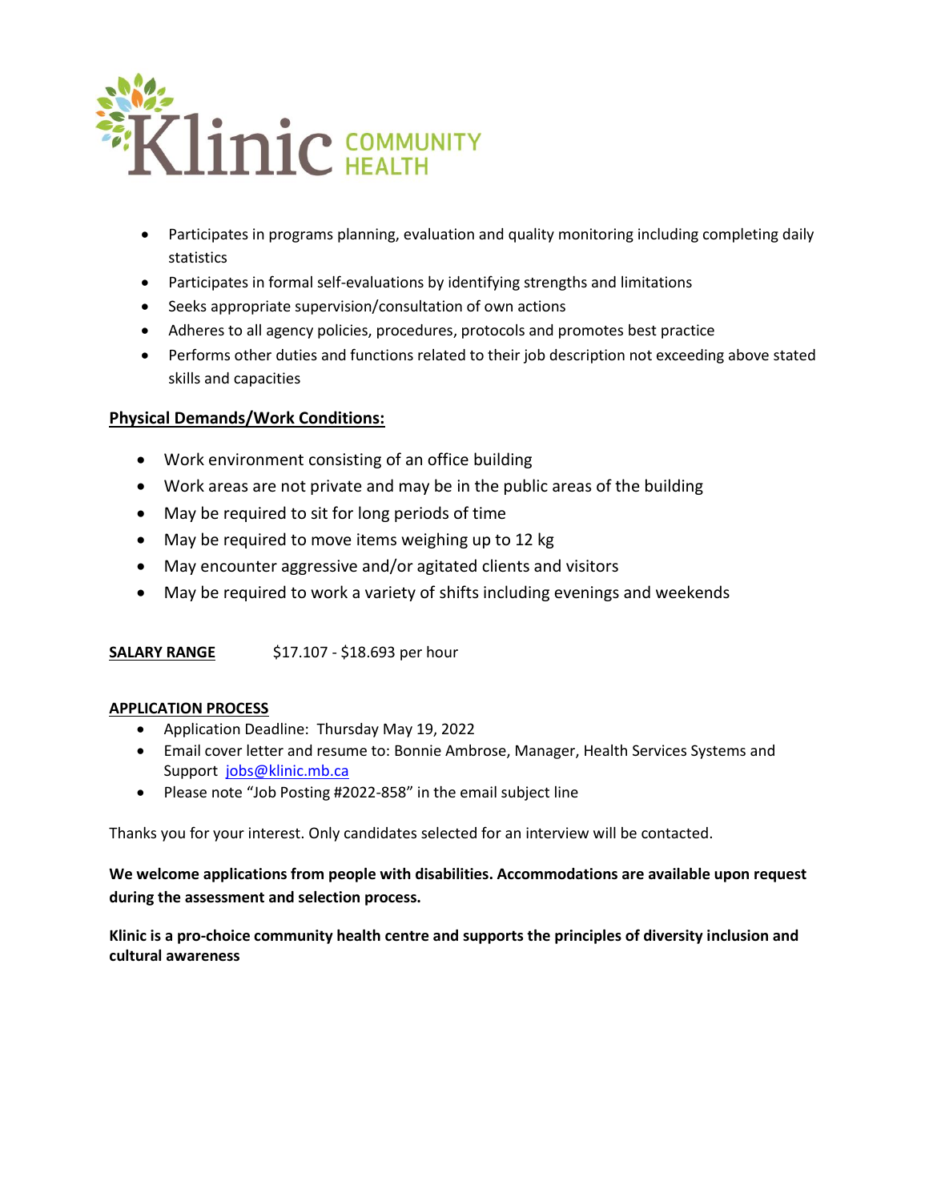- Participates in programs planning, evaluation and quality monitoring including completing daily statistics
- Participates in formal self-evaluations by identifying strengths and limitations
- Seeks appropriate supervision/consultation of own actions
- Adheres to all agency policies, procedures, protocols and promotes best practice
- Performs other duties and functions related to their job description not exceeding above stated skills and capacities

**Physical Demands/Work Conditions:**

- Work environment consisting of an office building
- Work areas are not private and may be in the public areas of the building
- May be required to sit for long periods of time
- May be required to move items weighing up to 12 kg
- May encounter aggressive and/or agitated clients and visitors
- May be required to work a variety of shifts including evenings and weekends

**SALARY RANGE** $17.107 - $18.693 per hour

**APPLICATION PROCESS**

- Application Deadline: Thursday May 19, 2022
- Email cover letter and resume to: Bonnie Ambrose, Manager, Health Services Systems and Support jobs@klinic.mb.ca
- Please note "Job Posting #2022-858" in the email subject line

Thanks you for your interest. Only candidates selected for an interview will be contacted.

**We welcome applications from people with disabilities. Accommodations are available upon request during the assessment and selection process.**

**Klinic is a pro-choice community health centre and supports the principles of diversity inclusion and cultural awareness**